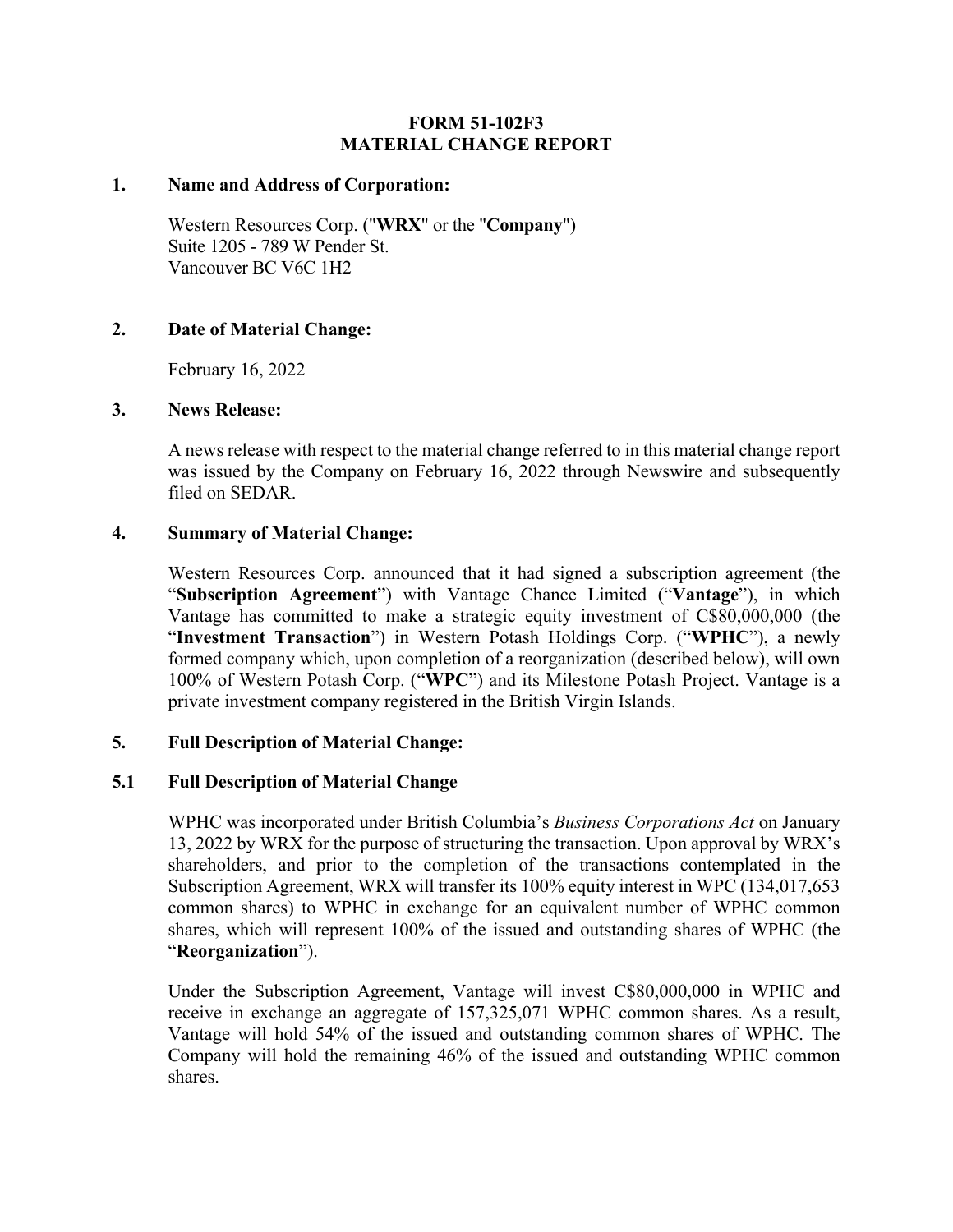# FORM 51-102F3
# MATERIAL CHANGE REPORT

## 1. Name and Address of Corporation:

Western Resources Corp. ("**WRX**" or the "**Company**")
Suite 1205 - 789 W Pender St.
Vancouver BC V6C 1H2

## 2. Date of Material Change:

February 16, 2022

## 3. News Release:

A news release with respect to the material change referred to in this material change report was issued by the Company on February 16, 2022 through Newswire and subsequently filed on SEDAR.

## 4. Summary of Material Change:

Western Resources Corp. announced that it had signed a subscription agreement (the "**Subscription Agreement**") with Vantage Chance Limited ("**Vantage**"), in which Vantage has committed to make a strategic equity investment of C$80,000,000 (the "**Investment Transaction**") in Western Potash Holdings Corp. ("**WPHC**"), a newly formed company which, upon completion of a reorganization (described below), will own 100% of Western Potash Corp. ("**WPC**") and its Milestone Potash Project. Vantage is a private investment company registered in the British Virgin Islands.

## 5. Full Description of Material Change:

### 5.1 Full Description of Material Change

WPHC was incorporated under British Columbia's *Business Corporations Act* on January 13, 2022 by WRX for the purpose of structuring the transaction. Upon approval by WRX's shareholders, and prior to the completion of the transactions contemplated in the Subscription Agreement, WRX will transfer its 100% equity interest in WPC (134,017,653 common shares) to WPHC in exchange for an equivalent number of WPHC common shares, which will represent 100% of the issued and outstanding shares of WPHC (the "**Reorganization**").

Under the Subscription Agreement, Vantage will invest C$80,000,000 in WPHC and receive in exchange an aggregate of 157,325,071 WPHC common shares. As a result, Vantage will hold 54% of the issued and outstanding common shares of WPHC. The Company will hold the remaining 46% of the issued and outstanding WPHC common shares.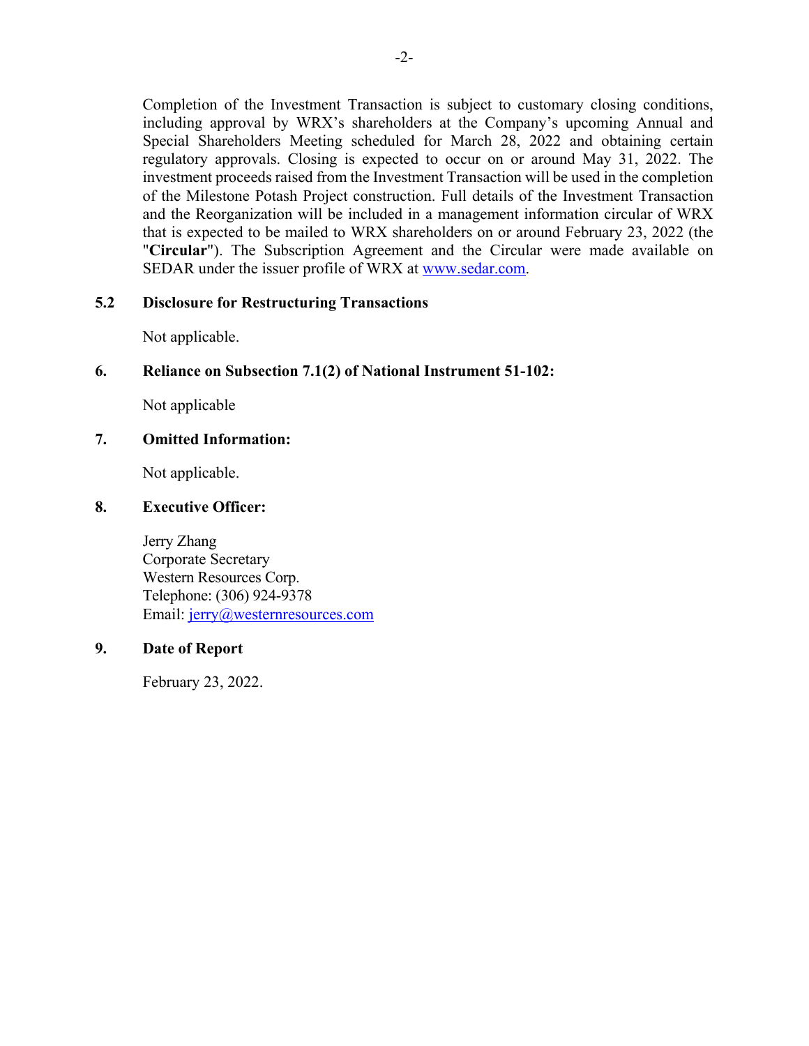Completion of the Investment Transaction is subject to customary closing conditions, including approval by WRX's shareholders at the Company's upcoming Annual and Special Shareholders Meeting scheduled for March 28, 2022 and obtaining certain regulatory approvals. Closing is expected to occur on or around May 31, 2022. The investment proceeds raised from the Investment Transaction will be used in the completion of the Milestone Potash Project construction. Full details of the Investment Transaction and the Reorganization will be included in a management information circular of WRX that is expected to be mailed to WRX shareholders on or around February 23, 2022 (the "**Circular**"). The Subscription Agreement and the Circular were made available on SEDAR under the issuer profile of WRX at www.sedar.com.

## 5.2 Disclosure for Restructuring Transactions

Not applicable.

## 6. Reliance on Subsection 7.1(2) of National Instrument 51-102:

Not applicable

## 7. Omitted Information:

Not applicable.

## 8. Executive Officer:

Jerry Zhang
Corporate Secretary
Western Resources Corp.
Telephone: (306) 924-9378
Email: jerry@westernresources.com

## 9. Date of Report

February 23, 2022.